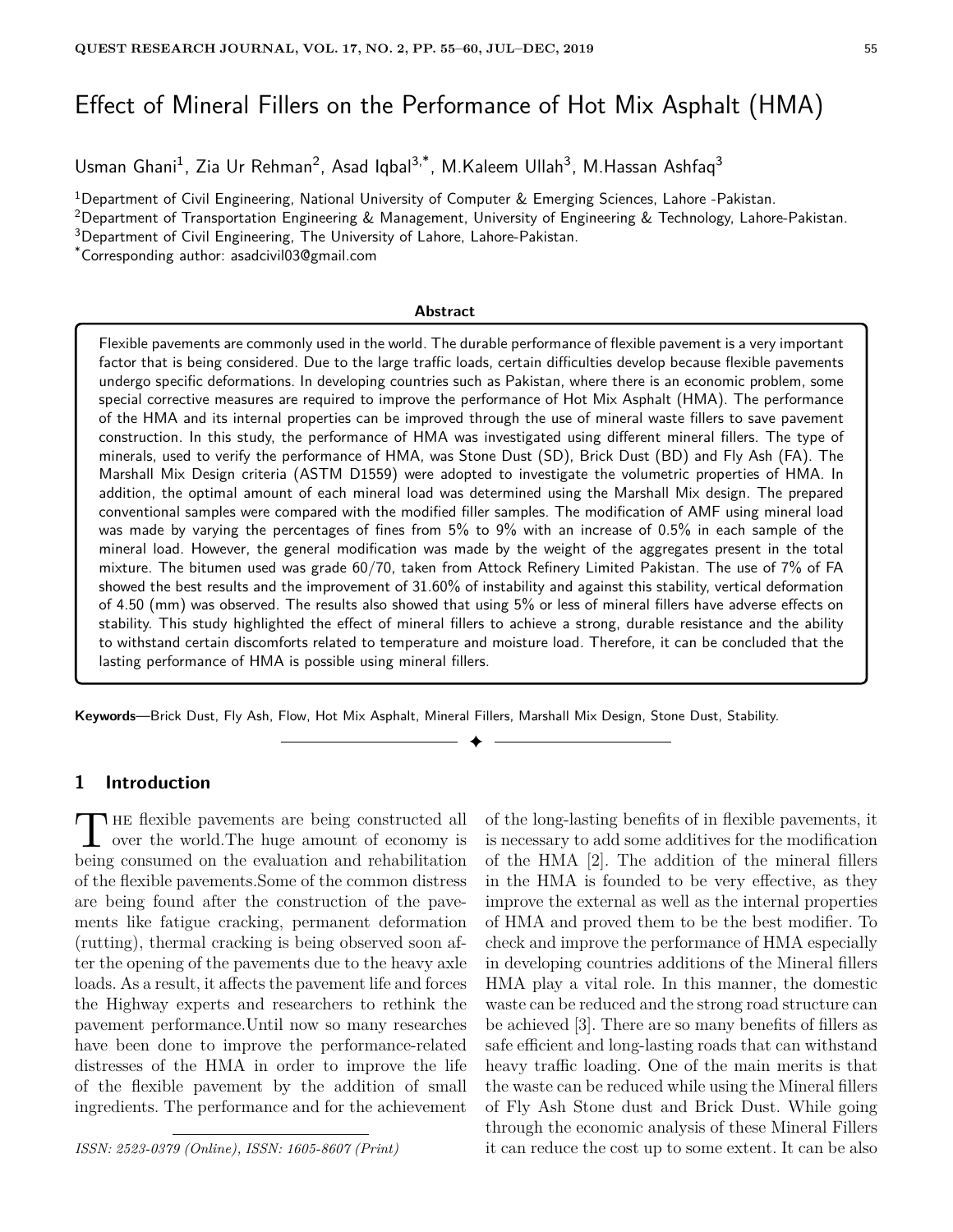# Effect of Mineral Fillers on the Performance of Hot Mix Asphalt (HMA)

Usman Ghani[1], Zia Ur Rehman[2], Asad Iqbal[3,*], M.Kaleem Ullah[3], M.Hassan Ashfaq[3]

[1]Department of Civil Engineering, National University of Computer & Emerging Sciences, Lahore -Pakistan.
[2]Department of Transportation Engineering & Management, University of Engineering & Technology, Lahore-Pakistan.
[3]Department of Civil Engineering, The University of Lahore, Lahore-Pakistan.
[*]Corresponding author: asadcivil03@gmail.com

**Abstract**

Flexible pavements are commonly used in the world. The durable performance of flexible pavement is a very important factor that is being considered. Due to the large traffic loads, certain difficulties develop because flexible pavements undergo specific deformations. In developing countries such as Pakistan, where there is an economic problem, some special corrective measures are required to improve the performance of Hot Mix Asphalt (HMA). The performance of the HMA and its internal properties can be improved through the use of mineral waste fillers to save pavement construction. In this study, the performance of HMA was investigated using different mineral fillers. The type of minerals, used to verify the performance of HMA, was Stone Dust (SD), Brick Dust (BD) and Fly Ash (FA). The Marshall Mix Design criteria (ASTM D1559) were adopted to investigate the volumetric properties of HMA. In addition, the optimal amount of each mineral load was determined using the Marshall Mix design. The prepared conventional samples were compared with the modified filler samples. The modification of AMF using mineral load was made by varying the percentages of fines from 5% to 9% with an increase of 0.5% in each sample of the mineral load. However, the general modification was made by the weight of the aggregates present in the total mixture. The bitumen used was grade 60/70, taken from Attock Refinery Limited Pakistan. The use of 7% of FA showed the best results and the improvement of 31.60% of instability and against this stability, vertical deformation of 4.50 (mm) was observed. The results also showed that using 5% or less of mineral fillers have adverse effects on stability. This study highlighted the effect of mineral fillers to achieve a strong, durable resistance and the ability to withstand certain discomforts related to temperature and moisture load. Therefore, it can be concluded that the lasting performance of HMA is possible using mineral fillers.

**Keywords**—Brick Dust, Fly Ash, Flow, Hot Mix Asphalt, Mineral Fillers, Marshall Mix Design, Stone Dust, Stability.

## 1 Introduction

The flexible pavements are being constructed all over the world.The huge amount of economy is being consumed on the evaluation and rehabilitation of the flexible pavements.Some of the common distress are being found after the construction of the pavements like fatigue cracking, permanent deformation (rutting), thermal cracking is being observed soon after the opening of the pavements due to the heavy axle loads. As a result, it affects the pavement life and forces the Highway experts and researchers to rethink the pavement performance.Until now so many researches have been done to improve the performance-related distresses of the HMA in order to improve the life of the flexible pavement by the addition of small ingredients. The performance and for the achievement of the long-lasting benefits of in flexible pavements, it is necessary to add some additives for the modification of the HMA [2]. The addition of the mineral fillers in the HMA is founded to be very effective, as they improve the external as well as the internal properties of HMA and proved them to be the best modifier. To check and improve the performance of HMA especially in developing countries additions of the Mineral fillers HMA play a vital role. In this manner, the domestic waste can be reduced and the strong road structure can be achieved [3]. There are so many benefits of fillers as safe efficient and long-lasting roads that can withstand heavy traffic loading. One of the main merits is that the waste can be reduced while using the Mineral fillers of Fly Ash Stone dust and Brick Dust. While going through the economic analysis of these Mineral Fillers it can reduce the cost up to some extent. It can be also

*ISSN: 2523-0379 (Online), ISSN: 1605-8607 (Print)*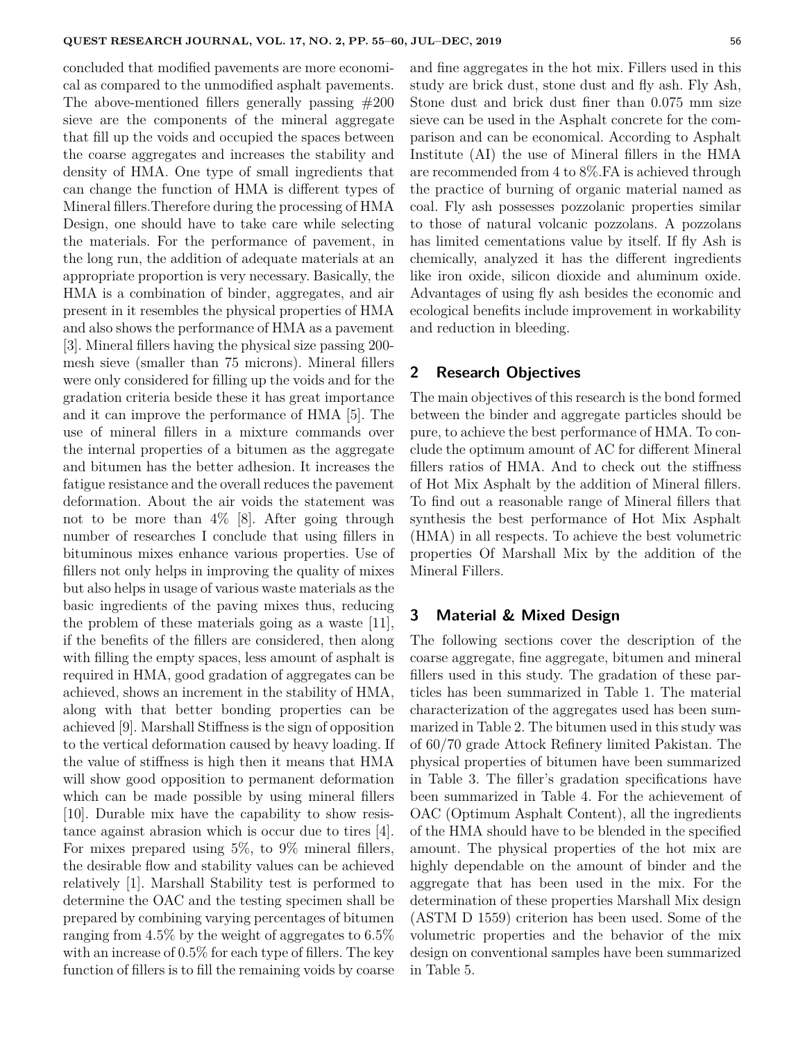concluded that modified pavements are more economical as compared to the unmodified asphalt pavements. The above-mentioned fillers generally passing #200 sieve are the components of the mineral aggregate that fill up the voids and occupied the spaces between the coarse aggregates and increases the stability and density of HMA. One type of small ingredients that can change the function of HMA is different types of Mineral fillers.Therefore during the processing of HMA Design, one should have to take care while selecting the materials. For the performance of pavement, in the long run, the addition of adequate materials at an appropriate proportion is very necessary. Basically, the HMA is a combination of binder, aggregates, and air present in it resembles the physical properties of HMA and also shows the performance of HMA as a pavement [3]. Mineral fillers having the physical size passing 200-mesh sieve (smaller than 75 microns). Mineral fillers were only considered for filling up the voids and for the gradation criteria beside these it has great importance and it can improve the performance of HMA [5]. The use of mineral fillers in a mixture commands over the internal properties of a bitumen as the aggregate and bitumen has the better adhesion. It increases the fatigue resistance and the overall reduces the pavement deformation. About the air voids the statement was not to be more than 4% [8]. After going through number of researches I conclude that using fillers in bituminous mixes enhance various properties. Use of fillers not only helps in improving the quality of mixes but also helps in usage of various waste materials as the basic ingredients of the paving mixes thus, reducing the problem of these materials going as a waste [11], if the benefits of the fillers are considered, then along with filling the empty spaces, less amount of asphalt is required in HMA, good gradation of aggregates can be achieved, shows an increment in the stability of HMA, along with that better bonding properties can be achieved [9]. Marshall Stiffness is the sign of opposition to the vertical deformation caused by heavy loading. If the value of stiffness is high then it means that HMA will show good opposition to permanent deformation which can be made possible by using mineral fillers [10]. Durable mix have the capability to show resistance against abrasion which is occur due to tires [4]. For mixes prepared using 5%, to 9% mineral fillers, the desirable flow and stability values can be achieved relatively [1]. Marshall Stability test is performed to determine the OAC and the testing specimen shall be prepared by combining varying percentages of bitumen ranging from 4.5% by the weight of aggregates to 6.5% with an increase of 0.5% for each type of fillers. The key function of fillers is to fill the remaining voids by coarse and fine aggregates in the hot mix. Fillers used in this study are brick dust, stone dust and fly ash. Fly Ash, Stone dust and brick dust finer than 0.075 mm size sieve can be used in the Asphalt concrete for the comparison and can be economical. According to Asphalt Institute (AI) the use of Mineral fillers in the HMA are recommended from 4 to 8%.FA is achieved through the practice of burning of organic material named as coal. Fly ash possesses pozzolanic properties similar to those of natural volcanic pozzolans. A pozzolans has limited cementations value by itself. If fly Ash is chemically, analyzed it has the different ingredients like iron oxide, silicon dioxide and aluminum oxide. Advantages of using fly ash besides the economic and ecological benefits include improvement in workability and reduction in bleeding.

## 2 Research Objectives

The main objectives of this research is the bond formed between the binder and aggregate particles should be pure, to achieve the best performance of HMA. To conclude the optimum amount of AC for different Mineral fillers ratios of HMA. And to check out the stiffness of Hot Mix Asphalt by the addition of Mineral fillers. To find out a reasonable range of Mineral fillers that synthesis the best performance of Hot Mix Asphalt (HMA) in all respects. To achieve the best volumetric properties Of Marshall Mix by the addition of the Mineral Fillers.

## 3 Material & Mixed Design

The following sections cover the description of the coarse aggregate, fine aggregate, bitumen and mineral fillers used in this study. The gradation of these particles has been summarized in Table 1. The material characterization of the aggregates used has been summarized in Table 2. The bitumen used in this study was of 60/70 grade Attock Refinery limited Pakistan. The physical properties of bitumen have been summarized in Table 3. The filler's gradation specifications have been summarized in Table 4. For the achievement of OAC (Optimum Asphalt Content), all the ingredients of the HMA should have to be blended in the specified amount. The physical properties of the hot mix are highly dependable on the amount of binder and the aggregate that has been used in the mix. For the determination of these properties Marshall Mix design (ASTM D 1559) criterion has been used. Some of the volumetric properties and the behavior of the mix design on conventional samples have been summarized in Table 5.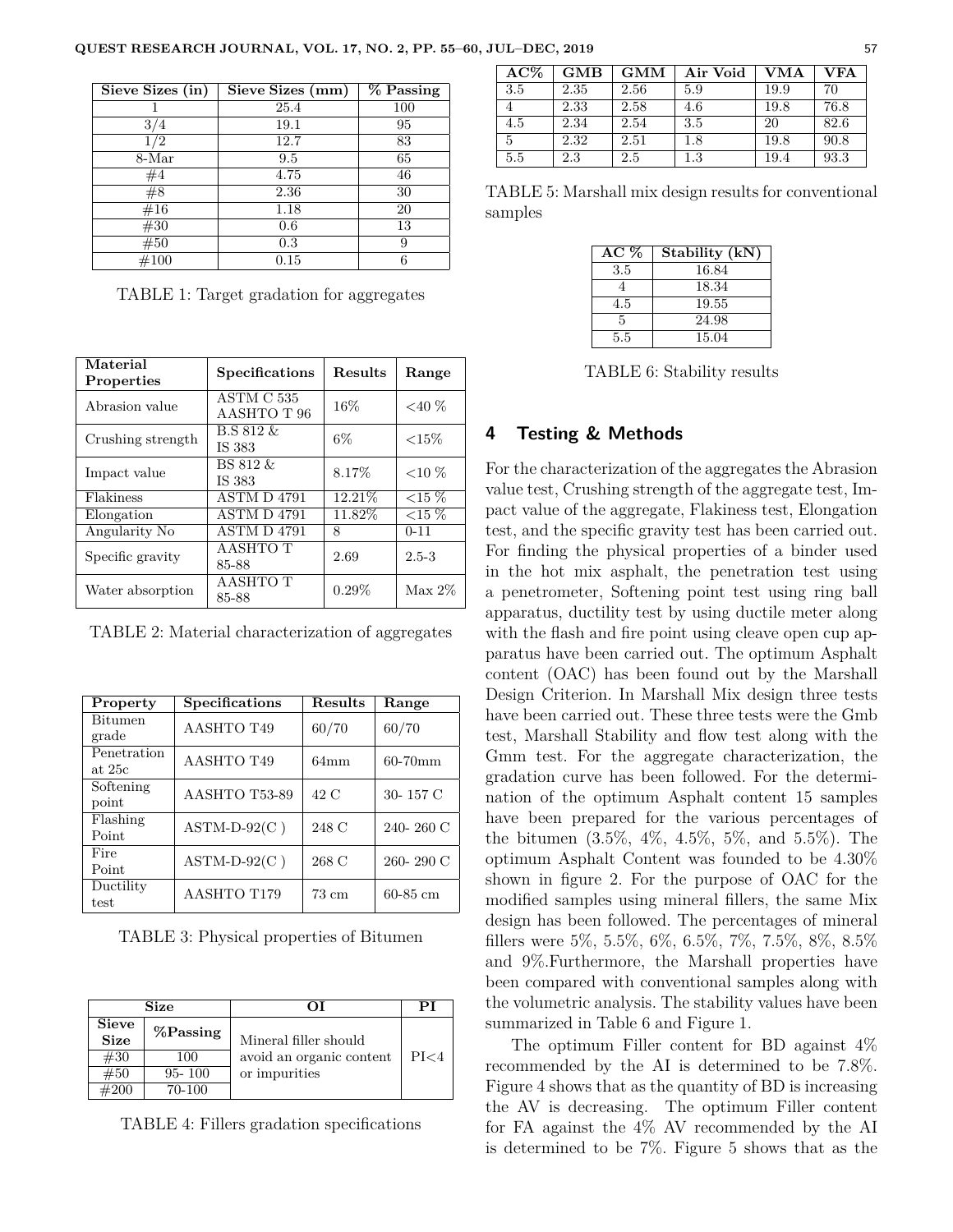| Sieve Sizes (in) | Sieve Sizes (mm) | % Passing |
|---|---|---|
| 1 | 25.4 | 100 |
| 3/4 | 19.1 | 95 |
| 1/2 | 12.7 | 83 |
| 8-Mar | 9.5 | 65 |
| #4 | 4.75 | 46 |
| #8 | 2.36 | 30 |
| #16 | 1.18 | 20 |
| #30 | 0.6 | 13 |
| #50 | 0.3 | 9 |
| #100 | 0.15 | 6 |

TABLE 1: Target gradation for aggregates

| Material Properties | Specifications | Results | Range |
|---|---|---|---|
| Abrasion value | ASTM C 535 AASHTO T 96 | 16% | <40 % |
| Crushing strength | B.S 812 & IS 383 | 6% | <15% |
| Impact value | BS 812 & IS 383 | 8.17% | <10 % |
| Flakiness | ASTM D 4791 | 12.21% | <15 % |
| Elongation | ASTM D 4791 | 11.82% | <15 % |
| Angularity No | ASTM D 4791 | 8 | 0-11 |
| Specific gravity | AASHTO T 85-88 | 2.69 | 2.5-3 |
| Water absorption | AASHTO T 85-88 | 0.29% | Max 2% |

TABLE 2: Material characterization of aggregates

| Property | Specifications | Results | Range |
|---|---|---|---|
| Bitumen grade | AASHTO T49 | 60/70 | 60/70 |
| Penetration at 25c | AASHTO T49 | 64mm | 60-70mm |
| Softening point | AASHTO T53-89 | 42 C | 30- 157 C |
| Flashing Point | ASTM-D-92(C ) | 248 C | 240- 260 C |
| Fire Point | ASTM-D-92(C ) | 268 C | 260- 290 C |
| Ductility test | AASHTO T179 | 73 cm | 60-85 cm |

TABLE 3: Physical properties of Bitumen

| Size | | OI | PI |
|---|---|---|---|
| Sieve Size | %Passing | Mineral filler should avoid an organic content or impurities | PI<4 |
| #30 | 100 | | |
| #50 | 95- 100 | | |
| #200 | 70-100 | | |

TABLE 4: Fillers gradation specifications

| AC% | GMB | GMM | Air Void | VMA | VFA |
|---|---|---|---|---|---|
| 3.5 | 2.35 | 2.56 | 5.9 | 19.9 | 70 |
| 4 | 2.33 | 2.58 | 4.6 | 19.8 | 76.8 |
| 4.5 | 2.34 | 2.54 | 3.5 | 20 | 82.6 |
| 5 | 2.32 | 2.51 | 1.8 | 19.8 | 90.8 |
| 5.5 | 2.3 | 2.5 | 1.3 | 19.4 | 93.3 |

TABLE 5: Marshall mix design results for conventional samples

| AC % | Stability (kN) |
|---|---|
| 3.5 | 16.84 |
| 4 | 18.34 |
| 4.5 | 19.55 |
| 5 | 24.98 |
| 5.5 | 15.04 |

TABLE 6: Stability results

## 4 Testing & Methods

For the characterization of the aggregates the Abrasion value test, Crushing strength of the aggregate test, Impact value of the aggregate, Flakiness test, Elongation test, and the specific gravity test has been carried out. For finding the physical properties of a binder used in the hot mix asphalt, the penetration test using a penetrometer, Softening point test using ring ball apparatus, ductility test by using ductile meter along with the flash and fire point using cleave open cup apparatus have been carried out. The optimum Asphalt content (OAC) has been found out by the Marshall Design Criterion. In Marshall Mix design three tests have been carried out. These three tests were the Gmb test, Marshall Stability and flow test along with the Gmm test. For the aggregate characterization, the gradation curve has been followed. For the determination of the optimum Asphalt content 15 samples have been prepared for the various percentages of the bitumen (3.5%, 4%, 4.5%, 5%, and 5.5%). The optimum Asphalt Content was founded to be 4.30% shown in figure 2. For the purpose of OAC for the modified samples using mineral fillers, the same Mix design has been followed. The percentages of mineral fillers were 5%, 5.5%, 6%, 6.5%, 7%, 7.5%, 8%, 8.5% and 9%.Furthermore, the Marshall properties have been compared with conventional samples along with the volumetric analysis. The stability values have been summarized in Table 6 and Figure 1.

The optimum Filler content for BD against 4% recommended by the AI is determined to be 7.8%. Figure 4 shows that as the quantity of BD is increasing the AV is decreasing. The optimum Filler content for FA against the 4% AV recommended by the AI is determined to be 7%. Figure 5 shows that as the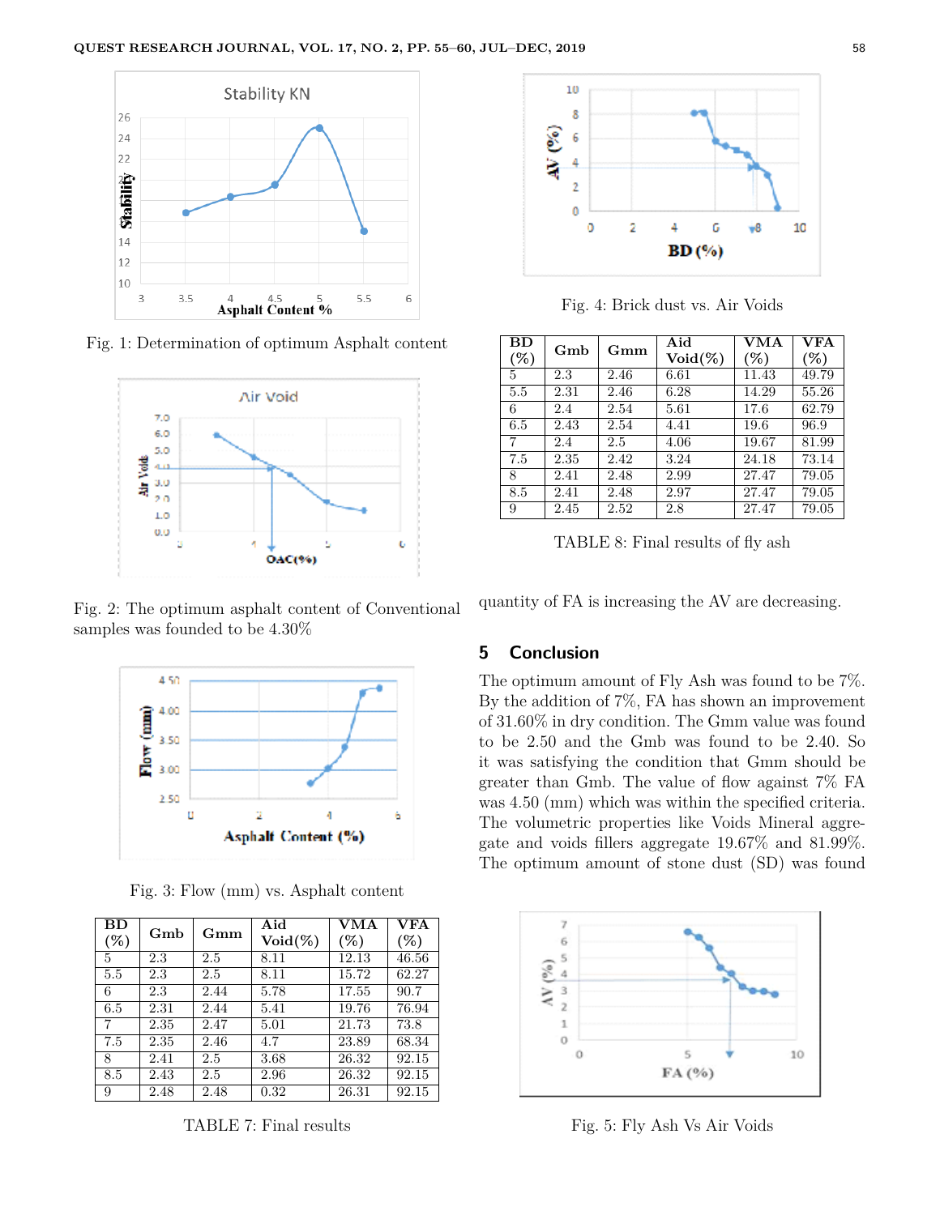Fig. 1: Determination of optimum Asphalt content

Fig. 2: The optimum asphalt content of Conventional samples was founded to be 4.30%

Fig. 3: Flow (mm) vs. Asphalt content

| BD (%) | Gmb | Gmm | Aid Void(%) | VMA (%) | VFA (%) |
|---|---|---|---|---|---|
| 5 | 2.3 | 2.5 | 8.11 | 12.13 | 46.56 |
| 5.5 | 2.3 | 2.5 | 8.11 | 15.72 | 62.27 |
| 6 | 2.3 | 2.44 | 5.78 | 17.55 | 90.7 |
| 6.5 | 2.31 | 2.44 | 5.41 | 19.76 | 76.94 |
| 7 | 2.35 | 2.47 | 5.01 | 21.73 | 73.8 |
| 7.5 | 2.35 | 2.46 | 4.7 | 23.89 | 68.34 |
| 8 | 2.41 | 2.5 | 3.68 | 26.32 | 92.15 |
| 8.5 | 2.43 | 2.5 | 2.96 | 26.32 | 92.15 |
| 9 | 2.48 | 2.48 | 0.32 | 26.31 | 92.15 |

TABLE 7: Final results

Fig. 4: Brick dust vs. Air Voids

| BD (%) | Gmb | Gmm | Aid Void(%) | VMA (%) | VFA (%) |
|---|---|---|---|---|---|
| 5 | 2.3 | 2.46 | 6.61 | 11.43 | 49.79 |
| 5.5 | 2.31 | 2.46 | 6.28 | 14.29 | 55.26 |
| 6 | 2.4 | 2.54 | 5.61 | 17.6 | 62.79 |
| 6.5 | 2.43 | 2.54 | 4.41 | 19.6 | 96.9 |
| 7 | 2.4 | 2.5 | 4.06 | 19.67 | 81.99 |
| 7.5 | 2.35 | 2.42 | 3.24 | 24.18 | 73.14 |
| 8 | 2.41 | 2.48 | 2.99 | 27.47 | 79.05 |
| 8.5 | 2.41 | 2.48 | 2.97 | 27.47 | 79.05 |
| 9 | 2.45 | 2.52 | 2.8 | 27.47 | 79.05 |

TABLE 8: Final results of fly ash

quantity of FA is increasing the AV are decreasing.

## 5 Conclusion

The optimum amount of Fly Ash was found to be 7%. By the addition of 7%, FA has shown an improvement of 31.60% in dry condition. The Gmm value was found to be 2.50 and the Gmb was found to be 2.40. So it was satisfying the condition that Gmm should be greater than Gmb. The value of flow against 7% FA was 4.50 (mm) which was within the specified criteria. The volumetric properties like Voids Mineral aggregate and voids fillers aggregate 19.67% and 81.99%. The optimum amount of stone dust (SD) was found

Fig. 5: Fly Ash Vs Air Voids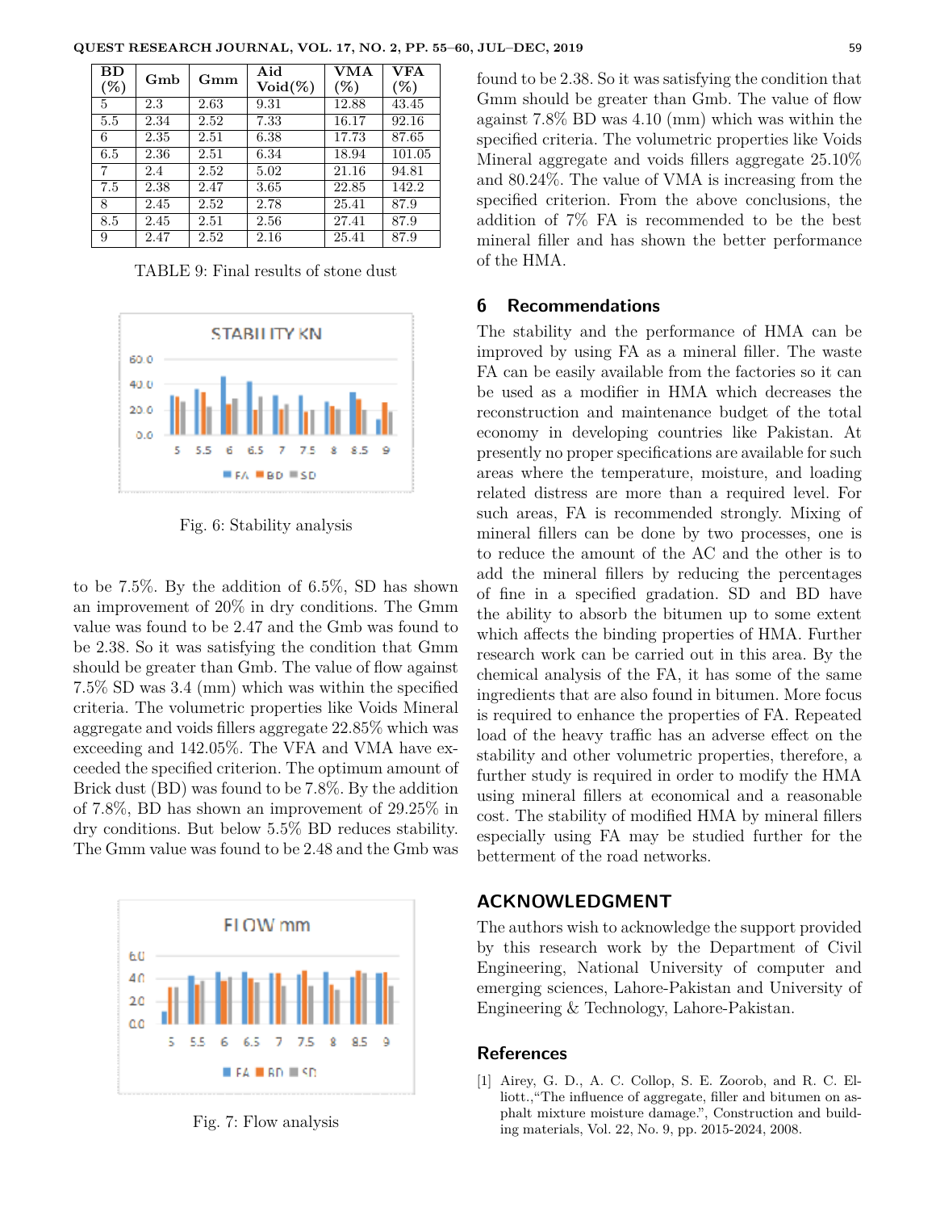| BD (%) | Gmb | Gmm | Aid Void(%) | VMA (%) | VFA (%) |
|---|---|---|---|---|---|
| 5 | 2.3 | 2.63 | 9.31 | 12.88 | 43.45 |
| 5.5 | 2.34 | 2.52 | 7.33 | 16.17 | 92.16 |
| 6 | 2.35 | 2.51 | 6.38 | 17.73 | 87.65 |
| 6.5 | 2.36 | 2.51 | 6.34 | 18.94 | 101.05 |
| 7 | 2.4 | 2.52 | 5.02 | 21.16 | 94.81 |
| 7.5 | 2.38 | 2.47 | 3.65 | 22.85 | 142.2 |
| 8 | 2.45 | 2.52 | 2.78 | 25.41 | 87.9 |
| 8.5 | 2.45 | 2.51 | 2.56 | 27.41 | 87.9 |
| 9 | 2.47 | 2.52 | 2.16 | 25.41 | 87.9 |

TABLE 9: Final results of stone dust

Fig. 6: Stability analysis

to be 7.5%. By the addition of 6.5%, SD has shown an improvement of 20% in dry conditions. The Gmm value was found to be 2.47 and the Gmb was found to be 2.38. So it was satisfying the condition that Gmm should be greater than Gmb. The value of flow against 7.5% SD was 3.4 (mm) which was within the specified criteria. The volumetric properties like Voids Mineral aggregate and voids fillers aggregate 22.85% which was exceeding and 142.05%. The VFA and VMA have exceeded the specified criterion. The optimum amount of Brick dust (BD) was found to be 7.8%. By the addition of 7.8%, BD has shown an improvement of 29.25% in dry conditions. But below 5.5% BD reduces stability. The Gmm value was found to be 2.48 and the Gmb was found to be 2.38. So it was satisfying the condition that Gmm should be greater than Gmb. The value of flow against 7.8% BD was 4.10 (mm) which was within the specified criteria. The volumetric properties like Voids Mineral aggregate and voids fillers aggregate 25.10% and 80.24%. The value of VMA is increasing from the specified criterion. From the above conclusions, the addition of 7% FA is recommended to be the best mineral filler and has shown the better performance of the HMA.

Fig. 7: Flow analysis

## 6 Recommendations

The stability and the performance of HMA can be improved by using FA as a mineral filler. The waste FA can be easily available from the factories so it can be used as a modifier in HMA which decreases the reconstruction and maintenance budget of the total economy in developing countries like Pakistan. At presently no proper specifications are available for such areas where the temperature, moisture, and loading related distress are more than a required level. For such areas, FA is recommended strongly. Mixing of mineral fillers can be done by two processes, one is to reduce the amount of the AC and the other is to add the mineral fillers by reducing the percentages of fine in a specified gradation. SD and BD have the ability to absorb the bitumen up to some extent which affects the binding properties of HMA. Further research work can be carried out in this area. By the chemical analysis of the FA, it has some of the same ingredients that are also found in bitumen. More focus is required to enhance the properties of FA. Repeated load of the heavy traffic has an adverse effect on the stability and other volumetric properties, therefore, a further study is required in order to modify the HMA using mineral fillers at economical and a reasonable cost. The stability of modified HMA by mineral fillers especially using FA may be studied further for the betterment of the road networks.

## ACKNOWLEDGMENT

The authors wish to acknowledge the support provided by this research work by the Department of Civil Engineering, National University of computer and emerging sciences, Lahore-Pakistan and University of Engineering & Technology, Lahore-Pakistan.

## References

[1] Airey, G. D., A. C. Collop, S. E. Zoorob, and R. C. Elliott.,"The influence of aggregate, filler and bitumen on asphalt mixture moisture damage.", Construction and building materials, Vol. 22, No. 9, pp. 2015-2024, 2008.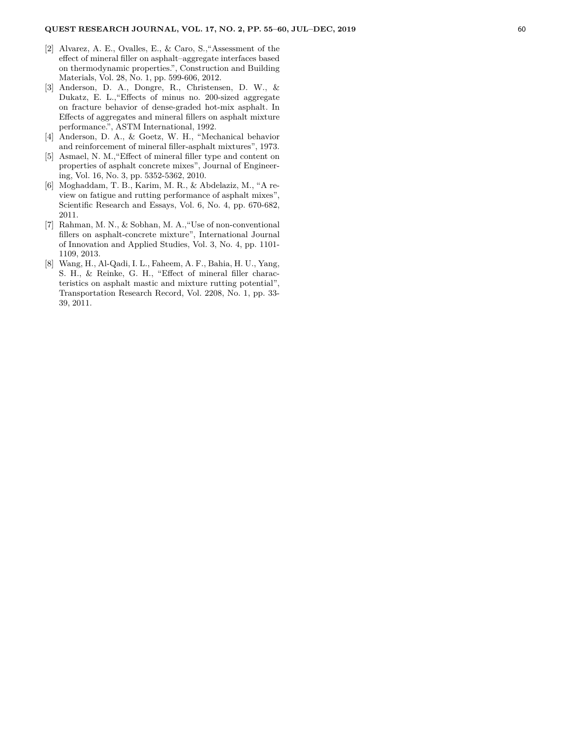[2] Alvarez, A. E., Ovalles, E., & Caro, S.,"Assessment of the effect of mineral filler on asphalt–aggregate interfaces based on thermodynamic properties.", Construction and Building Materials, Vol. 28, No. 1, pp. 599-606, 2012.

[3] Anderson, D. A., Dongre, R., Christensen, D. W., & Dukatz, E. L.,"Effects of minus no. 200-sized aggregate on fracture behavior of dense-graded hot-mix asphalt. In Effects of aggregates and mineral fillers on asphalt mixture performance.", ASTM International, 1992.

[4] Anderson, D. A., & Goetz, W. H., "Mechanical behavior and reinforcement of mineral filler-asphalt mixtures", 1973.

[5] Asmael, N. M.,"Effect of mineral filler type and content on properties of asphalt concrete mixes", Journal of Engineering, Vol. 16, No. 3, pp. 5352-5362, 2010.

[6] Moghaddam, T. B., Karim, M. R., & Abdelaziz, M., "A review on fatigue and rutting performance of asphalt mixes", Scientific Research and Essays, Vol. 6, No. 4, pp. 670-682, 2011.

[7] Rahman, M. N., & Sobhan, M. A.,"Use of non-conventional fillers on asphalt-concrete mixture", International Journal of Innovation and Applied Studies, Vol. 3, No. 4, pp. 1101-1109, 2013.

[8] Wang, H., Al-Qadi, I. L., Faheem, A. F., Bahia, H. U., Yang, S. H., & Reinke, G. H., "Effect of mineral filler characteristics on asphalt mastic and mixture rutting potential", Transportation Research Record, Vol. 2208, No. 1, pp. 33-39, 2011.